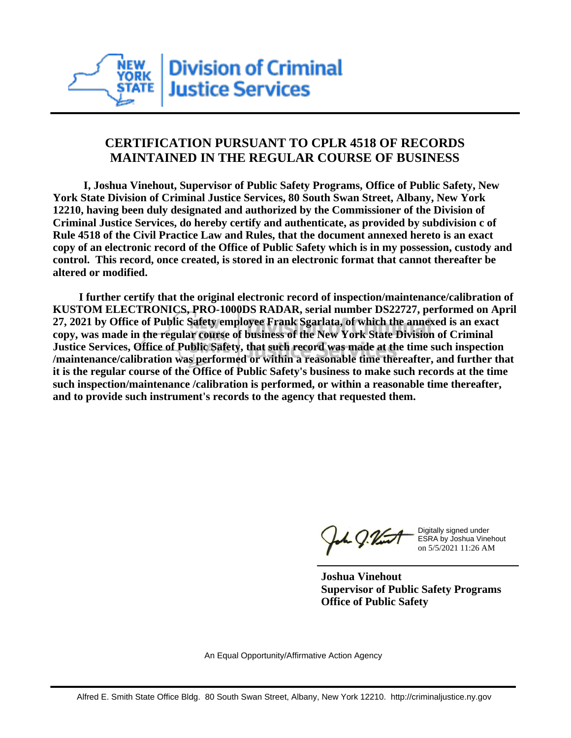Division of Criminal Justice Services

## CERTIFICATION PURSUANT TO CPLR 4518 OF RECORDS MAINTAINED IN THE REGULAR COURSE OF BUSINESS

**I, Joshua Vinehout, Supervisor of Public Safety Programs, Office of Public Safety, New York State Division of Criminal Justice Services, 80 South Swan Street, Albany, New York 12210, having been duly designated and authorized by the Commissioner of the Division of Criminal Justice Services, do hereby certify and authenticate, as provided by subdivision c of Rule 4518 of the Civil Practice Law and Rules, that the document annexed hereto is an exact copy of an electronic record of the Office of Public Safety which is in my possession, custody and control. This record, once created, is stored in an electronic format that cannot thereafter be altered or modified.**

**I further certify that the original electronic record of inspection/maintenance/calibration of KUSTOM ELECTRONICS, PRO-1000DS RADAR, serial number DS22727, performed on April 27, 2021 by Office of Public Safety employee Frank Sgarlata, of which the annexed is an exact copy, was made in the regular course of business of the New York State Division of Criminal Justice Services, Office of Public Safety, that such record was made at the time such inspection /maintenance/calibration was performed or within a reasonable time thereafter, and further that it is the regular course of the Office of Public Safety's business to make such records at the time such inspection/maintenance /calibration is performed, or within a reasonable time thereafter, and to provide such instrument's records to the agency that requested them.**

Digitally signed under ESRA by Joshua Vinehout on 5/5/2021 11:26 AM

**Joshua Vinehout**
**Supervisor of Public Safety Programs**
**Office of Public Safety**

An Equal Opportunity/Affirmative Action Agency

Alfred E. Smith State Office Bldg. 80 South Swan Street, Albany, New York 12210. http://criminaljustice.ny.gov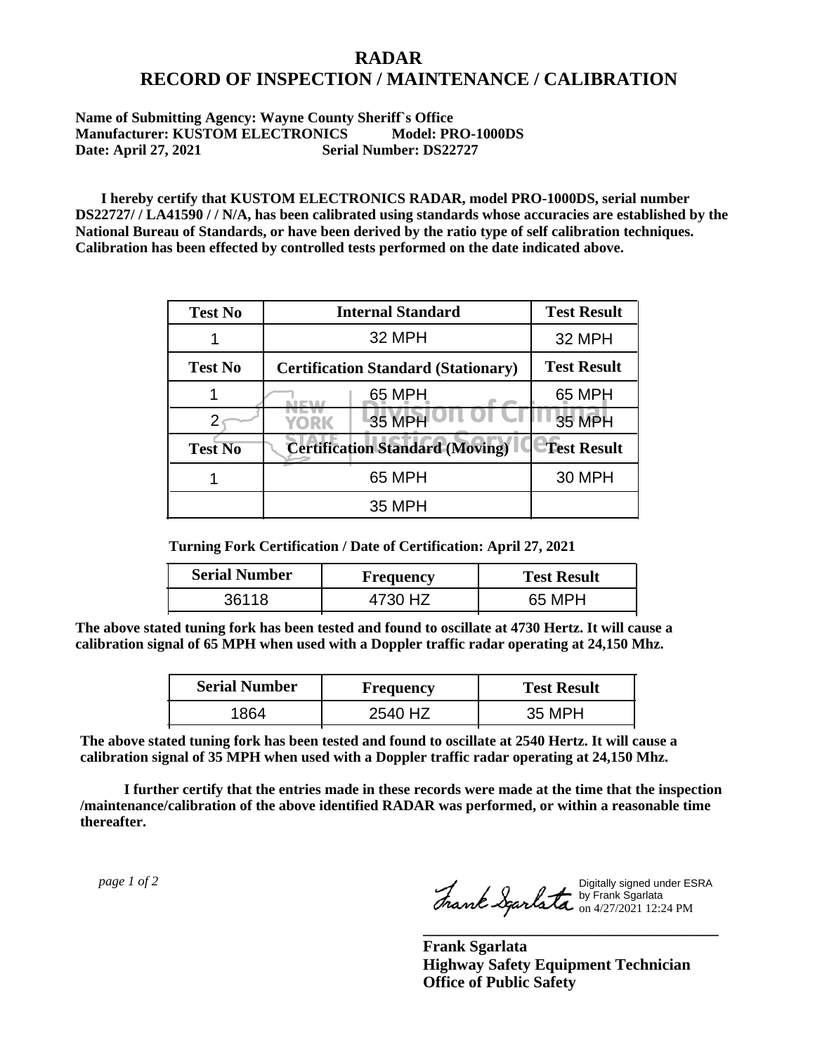# RADAR
# RECORD OF INSPECTION / MAINTENANCE / CALIBRATION

**Name of Submitting Agency: Wayne County Sheriff`s Office**
**Manufacturer: KUSTOM ELECTRONICS Model: PRO-1000DS**
**Date: April 27, 2021 Serial Number: DS22727**

**I hereby certify that KUSTOM ELECTRONICS RADAR, model PRO-1000DS, serial number DS22727/ / LA41590 / / N/A, has been calibrated using standards whose accuracies are established by the National Bureau of Standards, or have been derived by the ratio type of self calibration techniques. Calibration has been effected by controlled tests performed on the date indicated above.**

| Test No | Internal Standard | Test Result |
|---|---|---|
| 1 | 32 MPH | 32 MPH |
| **Test No** | **Certification Standard (Stationary)** | **Test Result** |
| 1 | 65 MPH | 65 MPH |
| 2 | 35 MPH | 35 MPH |
| **Test No** | **Certification Standard (Moving)** | **Test Result** |
| 1 | 65 MPH | 30 MPH |
| | 35 MPH | |

**Turning Fork Certification / Date of Certification: April 27, 2021**

| Serial Number | Frequency | Test Result |
|---|---|---|
| 36118 | 4730 HZ | 65 MPH |

**The above stated tuning fork has been tested and found to oscillate at 4730 Hertz. It will cause a calibration signal of 65 MPH when used with a Doppler traffic radar operating at 24,150 Mhz.**

| Serial Number | Frequency | Test Result |
|---|---|---|
| 1864 | 2540 HZ | 35 MPH |

**The above stated tuning fork has been tested and found to oscillate at 2540 Hertz. It will cause a calibration signal of 35 MPH when used with a Doppler traffic radar operating at 24,150 Mhz.**

**I further certify that the entries made in these records were made at the time that the inspection /maintenance/calibration of the above identified RADAR was performed, or within a reasonable time thereafter.**

*page 1 of 2*

Digitally signed under ESRA by Frank Sgarlata on 4/27/2021 12:24 PM

**Frank Sgarlata**
**Highway Safety Equipment Technician**
**Office of Public Safety**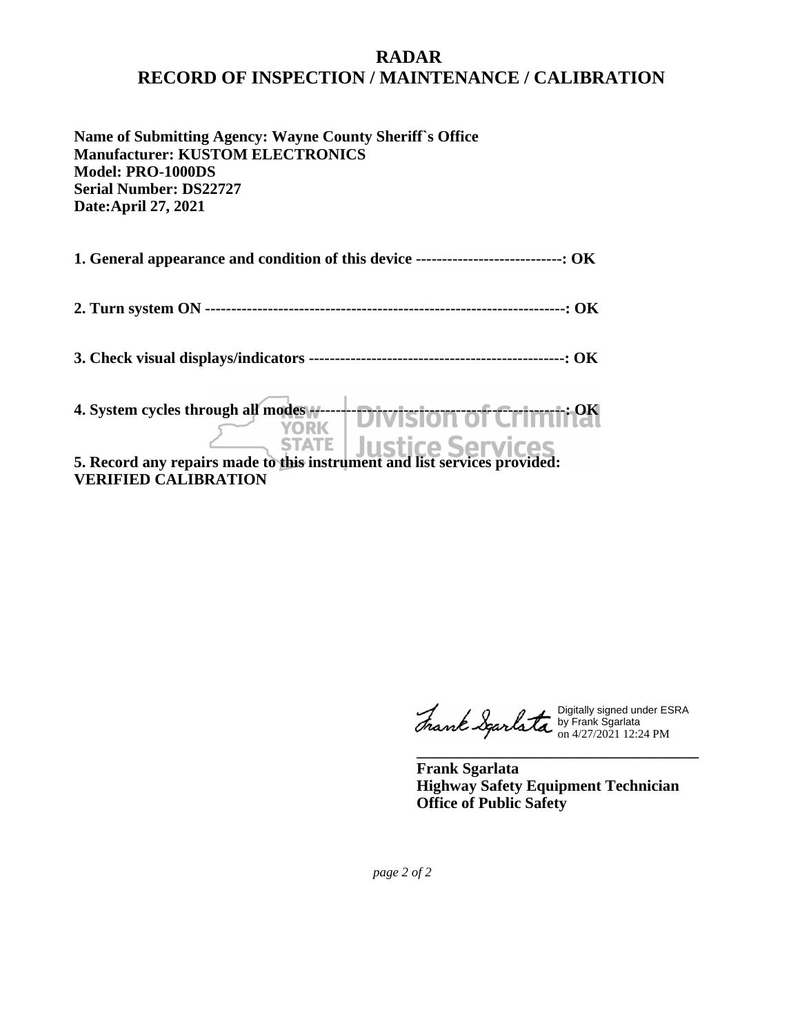# RADAR
# RECORD OF INSPECTION / MAINTENANCE / CALIBRATION

**Name of Submitting Agency: Wayne County Sheriff`s Office**
**Manufacturer: KUSTOM ELECTRONICS**
**Model: PRO-1000DS**
**Serial Number: DS22727**
**Date:April 27, 2021**

**1. General appearance and condition of this device ----------------------------: OK**

**2. Turn system ON -------------------------------------------------------------------: OK**

**3. Check visual displays/indicators -------------------------------------------------: OK**

**4. System cycles through all modes -----------------------------------------------: OK**

**5. Record any repairs made to this instrument and list services provided:**
**VERIFIED CALIBRATION**

Digitally signed under ESRA by Frank Sgarlata on 4/27/2021 12:24 PM

**Frank Sgarlata**
**Highway Safety Equipment Technician**
**Office of Public Safety**